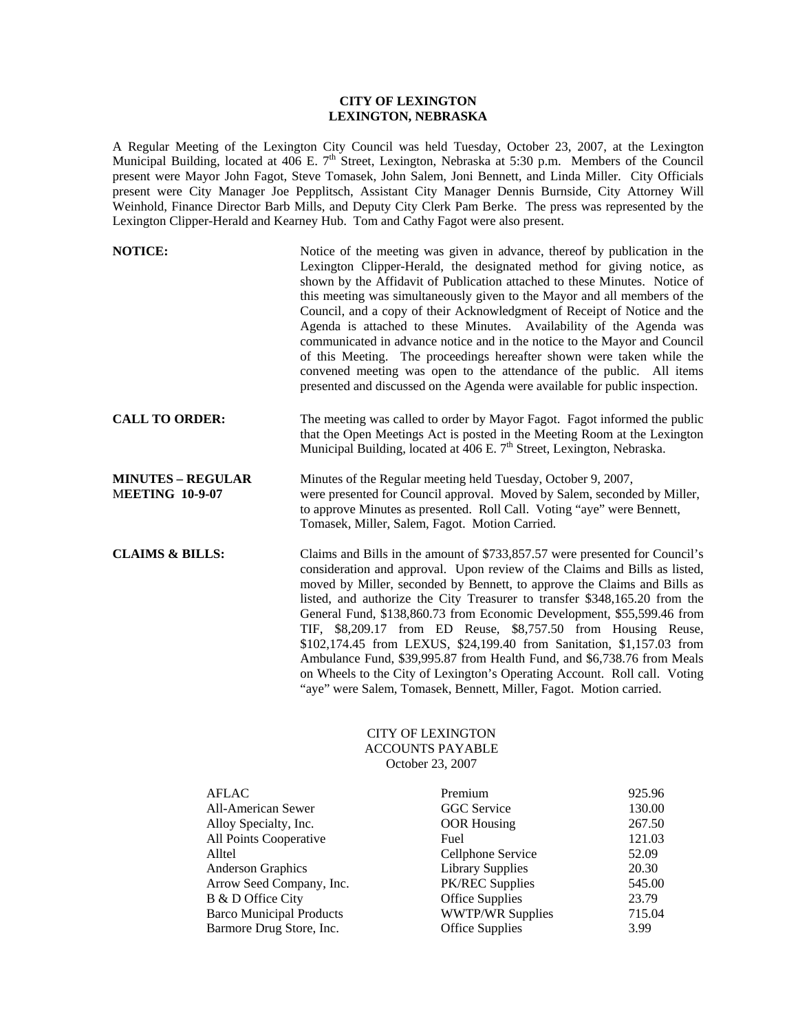**CITY OF LEXINGTON**
**LEXINGTON, NEBRASKA**

A Regular Meeting of the Lexington City Council was held Tuesday, October 23, 2007, at the Lexington Municipal Building, located at 406 E. 7th Street, Lexington, Nebraska at 5:30 p.m. Members of the Council present were Mayor John Fagot, Steve Tomasek, John Salem, Joni Bennett, and Linda Miller. City Officials present were City Manager Joe Pepplitsch, Assistant City Manager Dennis Burnside, City Attorney Will Weinhold, Finance Director Barb Mills, and Deputy City Clerk Pam Berke. The press was represented by the Lexington Clipper-Herald and Kearney Hub. Tom and Cathy Fagot were also present.

**NOTICE:** Notice of the meeting was given in advance, thereof by publication in the Lexington Clipper-Herald, the designated method for giving notice, as shown by the Affidavit of Publication attached to these Minutes. Notice of this meeting was simultaneously given to the Mayor and all members of the Council, and a copy of their Acknowledgment of Receipt of Notice and the Agenda is attached to these Minutes. Availability of the Agenda was communicated in advance notice and in the notice to the Mayor and Council of this Meeting. The proceedings hereafter shown were taken while the convened meeting was open to the attendance of the public. All items presented and discussed on the Agenda were available for public inspection.

**CALL TO ORDER:** The meeting was called to order by Mayor Fagot. Fagot informed the public that the Open Meetings Act is posted in the Meeting Room at the Lexington Municipal Building, located at 406 E. 7th Street, Lexington, Nebraska.

**MINUTES – REGULAR MEETING 10-9-07** Minutes of the Regular meeting held Tuesday, October 9, 2007, were presented for Council approval. Moved by Salem, seconded by Miller, to approve Minutes as presented. Roll Call. Voting "aye" were Bennett, Tomasek, Miller, Salem, Fagot. Motion Carried.

**CLAIMS & BILLS:** Claims and Bills in the amount of $733,857.57 were presented for Council's consideration and approval. Upon review of the Claims and Bills as listed, moved by Miller, seconded by Bennett, to approve the Claims and Bills as listed, and authorize the City Treasurer to transfer $348,165.20 from the General Fund, $138,860.73 from Economic Development, $55,599.46 from TIF, $8,209.17 from ED Reuse, $8,757.50 from Housing Reuse, $102,174.45 from LEXUS, $24,199.40 from Sanitation, $1,157.03 from Ambulance Fund, $39,995.87 from Health Fund, and $6,738.76 from Meals on Wheels to the City of Lexington's Operating Account. Roll call. Voting "aye" were Salem, Tomasek, Bennett, Miller, Fagot. Motion carried.

CITY OF LEXINGTON
ACCOUNTS PAYABLE
October 23, 2007

| | | |
|---|---|---|
| AFLAC | Premium | 925.96 |
| All-American Sewer | GGC Service | 130.00 |
| Alloy Specialty, Inc. | OOR Housing | 267.50 |
| All Points Cooperative | Fuel | 121.03 |
| Alltel | Cellphone Service | 52.09 |
| Anderson Graphics | Library Supplies | 20.30 |
| Arrow Seed Company, Inc. | PK/REC Supplies | 545.00 |
| B & D Office City | Office Supplies | 23.79 |
| Barco Municipal Products | WWTP/WR Supplies | 715.04 |
| Barmore Drug Store, Inc. | Office Supplies | 3.99 |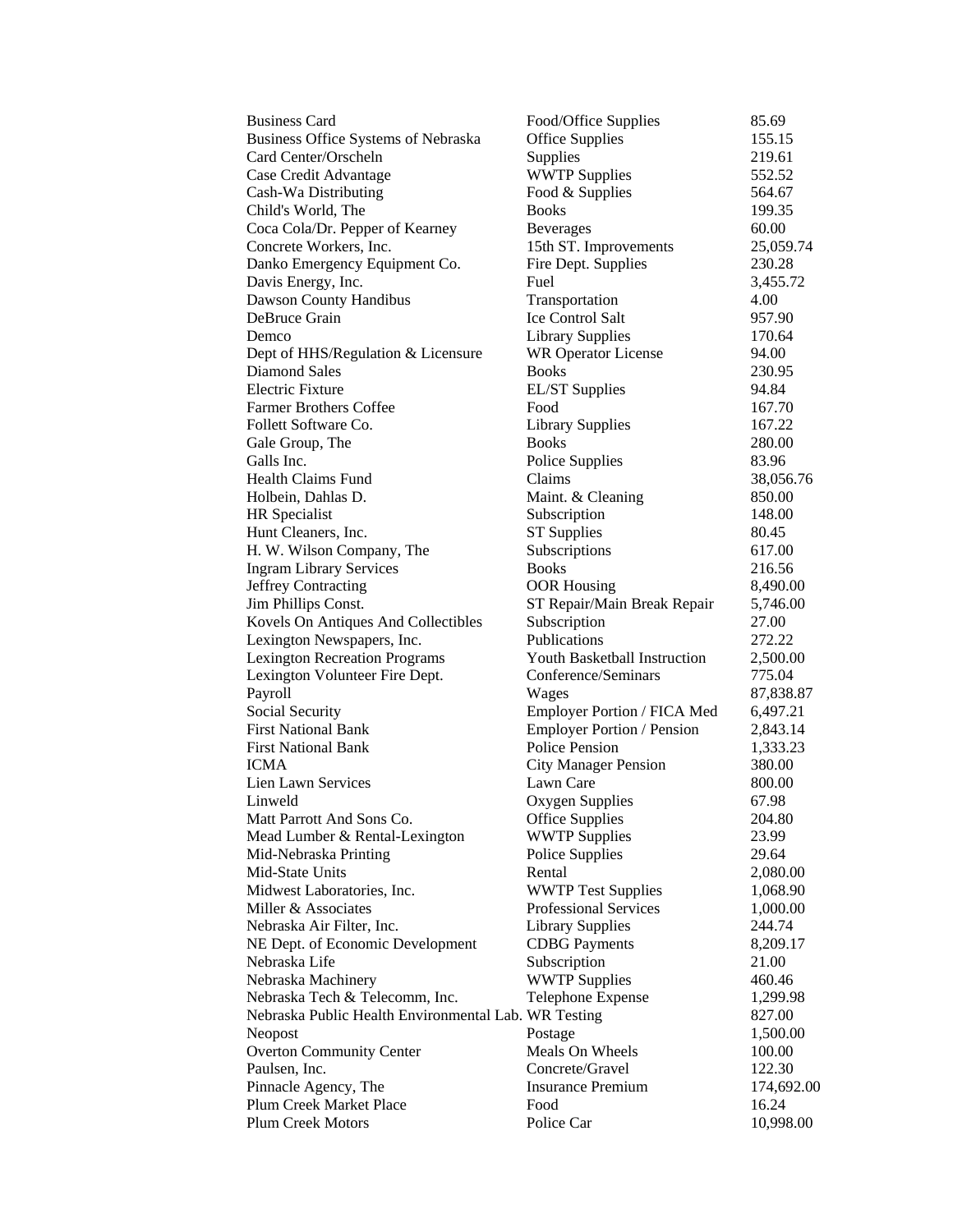| | | |
|---|---|---|
| Business Card | Food/Office Supplies | 85.69 |
| Business Office Systems of Nebraska | Office Supplies | 155.15 |
| Card Center/Orscheln | Supplies | 219.61 |
| Case Credit Advantage | WWTP Supplies | 552.52 |
| Cash-Wa Distributing | Food & Supplies | 564.67 |
| Child's World, The | Books | 199.35 |
| Coca Cola/Dr. Pepper of Kearney | Beverages | 60.00 |
| Concrete Workers, Inc. | 15th ST. Improvements | 25,059.74 |
| Danko Emergency Equipment Co. | Fire Dept. Supplies | 230.28 |
| Davis Energy, Inc. | Fuel | 3,455.72 |
| Dawson County Handibus | Transportation | 4.00 |
| DeBruce Grain | Ice Control Salt | 957.90 |
| Demco | Library Supplies | 170.64 |
| Dept of HHS/Regulation & Licensure | WR Operator License | 94.00 |
| Diamond Sales | Books | 230.95 |
| Electric Fixture | EL/ST Supplies | 94.84 |
| Farmer Brothers Coffee | Food | 167.70 |
| Follett Software Co. | Library Supplies | 167.22 |
| Gale Group, The | Books | 280.00 |
| Galls Inc. | Police Supplies | 83.96 |
| Health Claims Fund | Claims | 38,056.76 |
| Holbein, Dahlas D. | Maint. & Cleaning | 850.00 |
| HR Specialist | Subscription | 148.00 |
| Hunt Cleaners, Inc. | ST Supplies | 80.45 |
| H. W. Wilson Company, The | Subscriptions | 617.00 |
| Ingram Library Services | Books | 216.56 |
| Jeffrey Contracting | OOR Housing | 8,490.00 |
| Jim Phillips Const. | ST Repair/Main Break Repair | 5,746.00 |
| Kovels On Antiques And Collectibles | Subscription | 27.00 |
| Lexington Newspapers, Inc. | Publications | 272.22 |
| Lexington Recreation Programs | Youth Basketball Instruction | 2,500.00 |
| Lexington Volunteer Fire Dept. | Conference/Seminars | 775.04 |
| Payroll | Wages | 87,838.87 |
| Social Security | Employer Portion / FICA Med | 6,497.21 |
| First National Bank | Employer Portion / Pension | 2,843.14 |
| First National Bank | Police Pension | 1,333.23 |
| ICMA | City Manager Pension | 380.00 |
| Lien Lawn Services | Lawn Care | 800.00 |
| Linweld | Oxygen Supplies | 67.98 |
| Matt Parrott And Sons Co. | Office Supplies | 204.80 |
| Mead Lumber & Rental-Lexington | WWTP Supplies | 23.99 |
| Mid-Nebraska Printing | Police Supplies | 29.64 |
| Mid-State Units | Rental | 2,080.00 |
| Midwest Laboratories, Inc. | WWTP Test Supplies | 1,068.90 |
| Miller & Associates | Professional Services | 1,000.00 |
| Nebraska Air Filter, Inc. | Library Supplies | 244.74 |
| NE Dept. of Economic Development | CDBG Payments | 8,209.17 |
| Nebraska Life | Subscription | 21.00 |
| Nebraska Machinery | WWTP Supplies | 460.46 |
| Nebraska Tech & Telecomm, Inc. | Telephone Expense | 1,299.98 |
| Nebraska Public Health Environmental Lab. | WR Testing | 827.00 |
| Neopost | Postage | 1,500.00 |
| Overton Community Center | Meals On Wheels | 100.00 |
| Paulsen, Inc. | Concrete/Gravel | 122.30 |
| Pinnacle Agency, The | Insurance Premium | 174,692.00 |
| Plum Creek Market Place | Food | 16.24 |
| Plum Creek Motors | Police Car | 10,998.00 |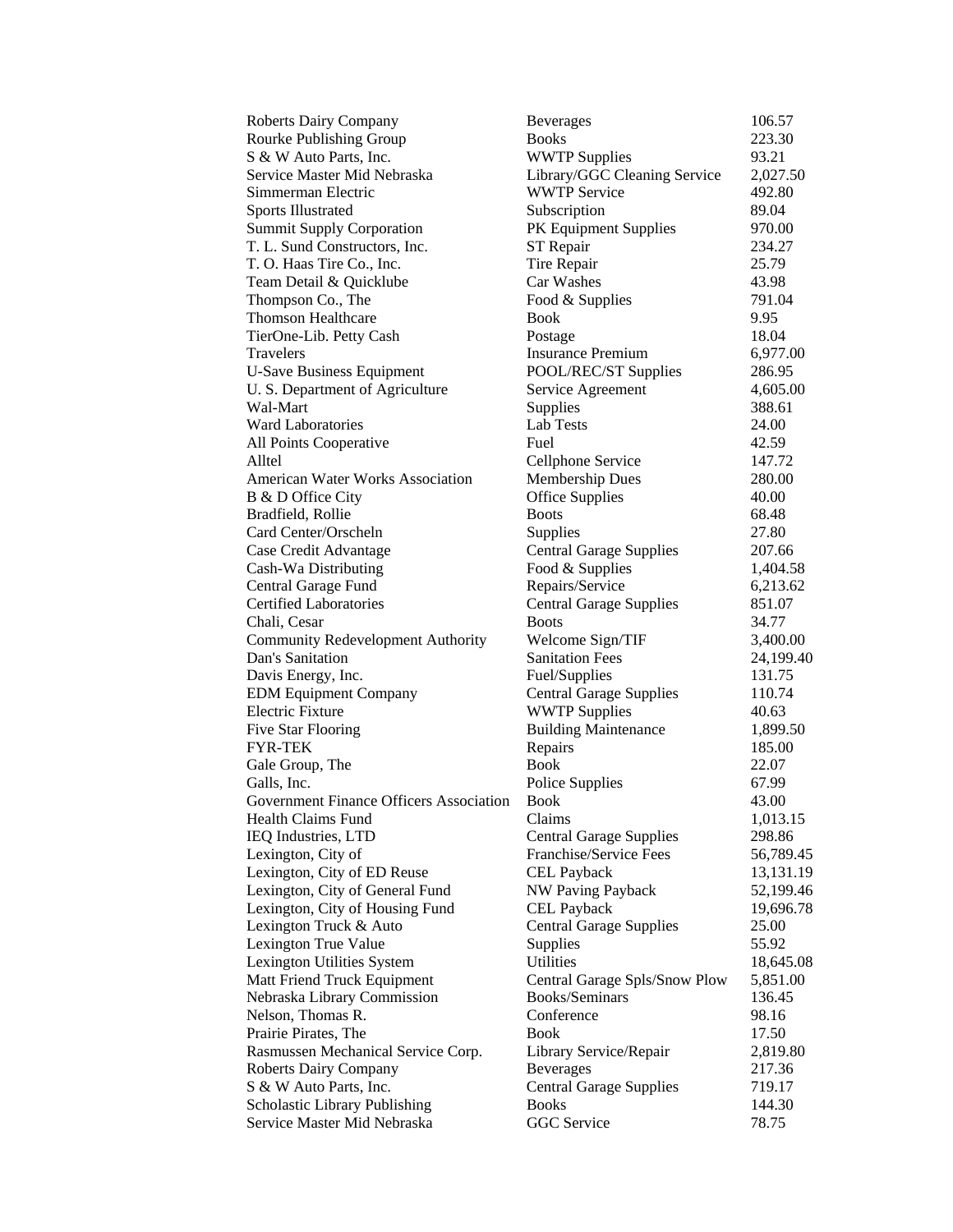| | | |
|---|---|---|
| Roberts Dairy Company | Beverages | 106.57 |
| Rourke Publishing Group | Books | 223.30 |
| S & W Auto Parts, Inc. | WWTP Supplies | 93.21 |
| Service Master Mid Nebraska | Library/GGC Cleaning Service | 2,027.50 |
| Simmerman Electric | WWTP Service | 492.80 |
| Sports Illustrated | Subscription | 89.04 |
| Summit Supply Corporation | PK Equipment Supplies | 970.00 |
| T. L. Sund Constructors, Inc. | ST Repair | 234.27 |
| T. O. Haas Tire Co., Inc. | Tire Repair | 25.79 |
| Team Detail & Quicklube | Car Washes | 43.98 |
| Thompson Co., The | Food & Supplies | 791.04 |
| Thomson Healthcare | Book | 9.95 |
| TierOne-Lib. Petty Cash | Postage | 18.04 |
| Travelers | Insurance Premium | 6,977.00 |
| U-Save Business Equipment | POOL/REC/ST Supplies | 286.95 |
| U. S. Department of Agriculture | Service Agreement | 4,605.00 |
| Wal-Mart | Supplies | 388.61 |
| Ward Laboratories | Lab Tests | 24.00 |
| All Points Cooperative | Fuel | 42.59 |
| Alltel | Cellphone Service | 147.72 |
| American Water Works Association | Membership Dues | 280.00 |
| B & D Office City | Office Supplies | 40.00 |
| Bradfield, Rollie | Boots | 68.48 |
| Card Center/Orscheln | Supplies | 27.80 |
| Case Credit Advantage | Central Garage Supplies | 207.66 |
| Cash-Wa Distributing | Food & Supplies | 1,404.58 |
| Central Garage Fund | Repairs/Service | 6,213.62 |
| Certified Laboratories | Central Garage Supplies | 851.07 |
| Chali, Cesar | Boots | 34.77 |
| Community Redevelopment Authority | Welcome Sign/TIF | 3,400.00 |
| Dan's Sanitation | Sanitation Fees | 24,199.40 |
| Davis Energy, Inc. | Fuel/Supplies | 131.75 |
| EDM Equipment Company | Central Garage Supplies | 110.74 |
| Electric Fixture | WWTP Supplies | 40.63 |
| Five Star Flooring | Building Maintenance | 1,899.50 |
| FYR-TEK | Repairs | 185.00 |
| Gale Group, The | Book | 22.07 |
| Galls, Inc. | Police Supplies | 67.99 |
| Government Finance Officers Association | Book | 43.00 |
| Health Claims Fund | Claims | 1,013.15 |
| IEQ Industries, LTD | Central Garage Supplies | 298.86 |
| Lexington, City of | Franchise/Service Fees | 56,789.45 |
| Lexington, City of ED Reuse | CEL Payback | 13,131.19 |
| Lexington, City of General Fund | NW Paving Payback | 52,199.46 |
| Lexington, City of Housing Fund | CEL Payback | 19,696.78 |
| Lexington Truck & Auto | Central Garage Supplies | 25.00 |
| Lexington True Value | Supplies | 55.92 |
| Lexington Utilities System | Utilities | 18,645.08 |
| Matt Friend Truck Equipment | Central Garage Spls/Snow Plow | 5,851.00 |
| Nebraska Library Commission | Books/Seminars | 136.45 |
| Nelson, Thomas R. | Conference | 98.16 |
| Prairie Pirates, The | Book | 17.50 |
| Rasmussen Mechanical Service Corp. | Library Service/Repair | 2,819.80 |
| Roberts Dairy Company | Beverages | 217.36 |
| S & W Auto Parts, Inc. | Central Garage Supplies | 719.17 |
| Scholastic Library Publishing | Books | 144.30 |
| Service Master Mid Nebraska | GGC Service | 78.75 |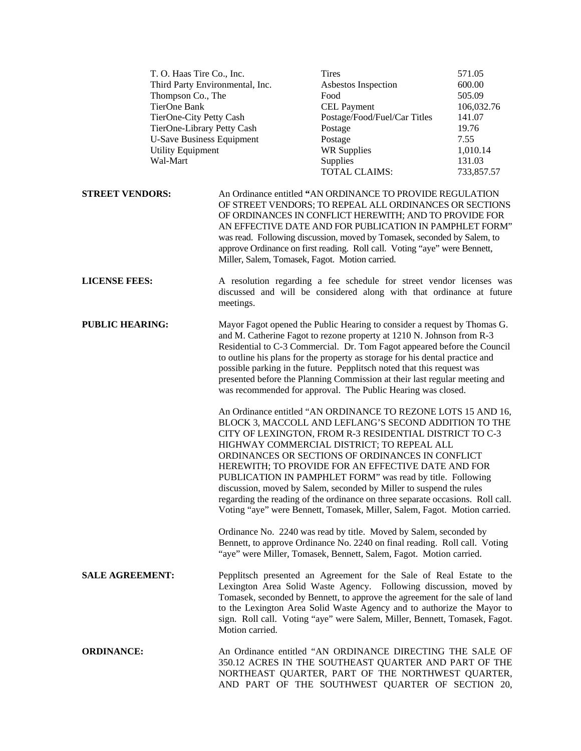| | | |
|---|---|---|
| T. O. Haas Tire Co., Inc. | Tires | 571.05 |
| Third Party Environmental, Inc. | Asbestos Inspection | 600.00 |
| Thompson Co., The | Food | 505.09 |
| TierOne Bank | CEL Payment | 106,032.76 |
| TierOne-City Petty Cash | Postage/Food/Fuel/Car Titles | 141.07 |
| TierOne-Library Petty Cash | Postage | 19.76 |
| U-Save Business Equipment | Postage | 7.55 |
| Utility Equipment | WR Supplies | 1,010.14 |
| Wal-Mart | Supplies | 131.03 |
| | TOTAL CLAIMS: | 733,857.57 |

**STREET VENDORS:** An Ordinance entitled **"**AN ORDINANCE TO PROVIDE REGULATION OF STREET VENDORS; TO REPEAL ALL ORDINANCES OR SECTIONS OF ORDINANCES IN CONFLICT HEREWITH; AND TO PROVIDE FOR AN EFFECTIVE DATE AND FOR PUBLICATION IN PAMPHLET FORM" was read. Following discussion, moved by Tomasek, seconded by Salem, to approve Ordinance on first reading. Roll call. Voting "aye" were Bennett, Miller, Salem, Tomasek, Fagot. Motion carried.

**LICENSE FEES:** A resolution regarding a fee schedule for street vendor licenses was discussed and will be considered along with that ordinance at future meetings.

**PUBLIC HEARING:** Mayor Fagot opened the Public Hearing to consider a request by Thomas G. and M. Catherine Fagot to rezone property at 1210 N. Johnson from R-3 Residential to C-3 Commercial. Dr. Tom Fagot appeared before the Council to outline his plans for the property as storage for his dental practice and possible parking in the future. Pepplitsch noted that this request was presented before the Planning Commission at their last regular meeting and was recommended for approval. The Public Hearing was closed.

An Ordinance entitled "AN ORDINANCE TO REZONE LOTS 15 AND 16, BLOCK 3, MACCOLL AND LEFLANG'S SECOND ADDITION TO THE CITY OF LEXINGTON, FROM R-3 RESIDENTIAL DISTRICT TO C-3 HIGHWAY COMMERCIAL DISTRICT; TO REPEAL ALL ORDINANCES OR SECTIONS OF ORDINANCES IN CONFLICT HEREWITH; TO PROVIDE FOR AN EFFECTIVE DATE AND FOR PUBLICATION IN PAMPHLET FORM" was read by title. Following discussion, moved by Salem, seconded by Miller to suspend the rules regarding the reading of the ordinance on three separate occasions. Roll call. Voting "aye" were Bennett, Tomasek, Miller, Salem, Fagot. Motion carried.

Ordinance No. 2240 was read by title. Moved by Salem, seconded by Bennett, to approve Ordinance No. 2240 on final reading. Roll call. Voting "aye" were Miller, Tomasek, Bennett, Salem, Fagot. Motion carried.

**SALE AGREEMENT:** Pepplitsch presented an Agreement for the Sale of Real Estate to the Lexington Area Solid Waste Agency. Following discussion, moved by Tomasek, seconded by Bennett, to approve the agreement for the sale of land to the Lexington Area Solid Waste Agency and to authorize the Mayor to sign. Roll call. Voting "aye" were Salem, Miller, Bennett, Tomasek, Fagot. Motion carried.

**ORDINANCE:** An Ordinance entitled "AN ORDINANCE DIRECTING THE SALE OF 350.12 ACRES IN THE SOUTHEAST QUARTER AND PART OF THE NORTHEAST QUARTER, PART OF THE NORTHWEST QUARTER, AND PART OF THE SOUTHWEST QUARTER OF SECTION 20,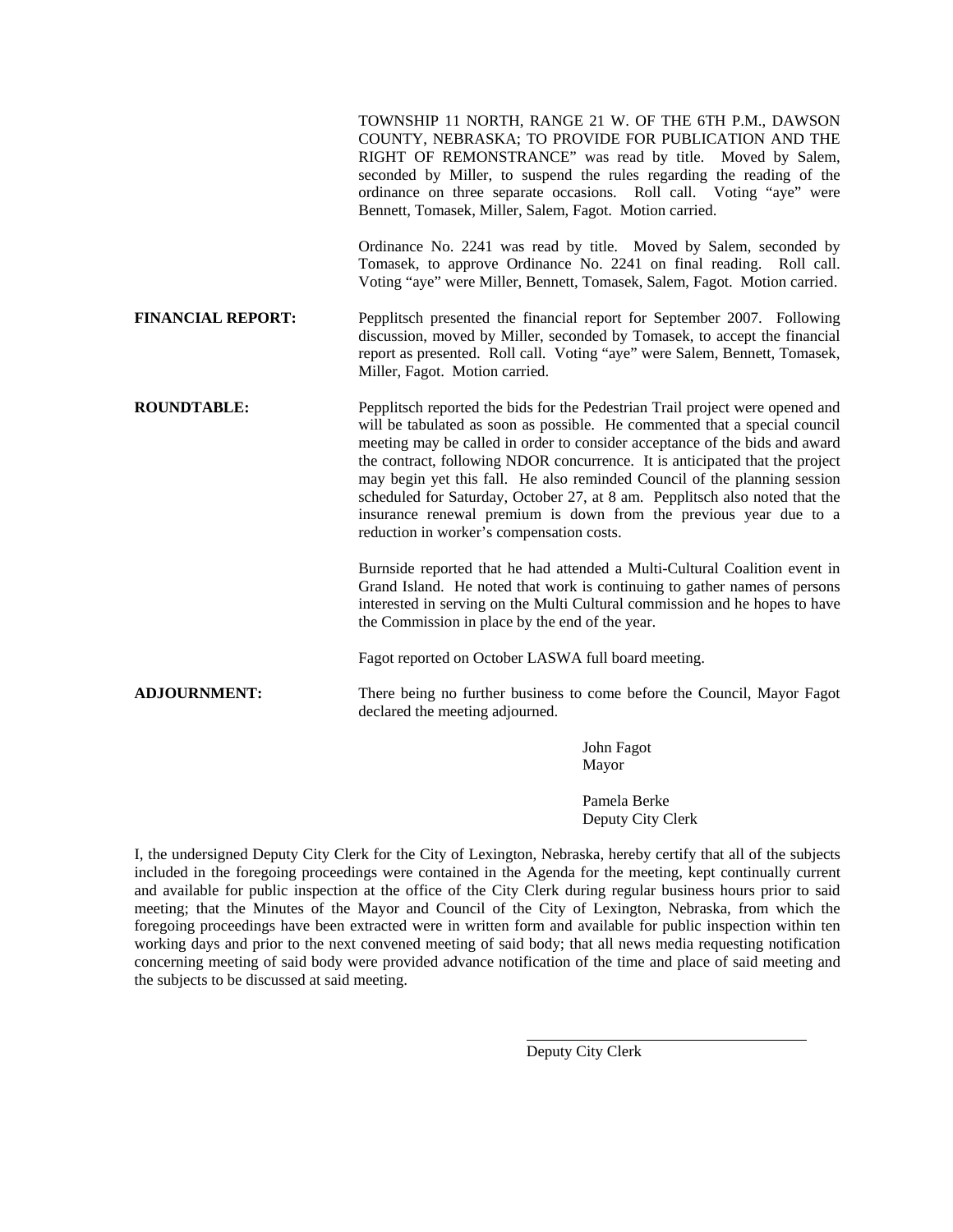TOWNSHIP 11 NORTH, RANGE 21 W. OF THE 6TH P.M., DAWSON COUNTY, NEBRASKA; TO PROVIDE FOR PUBLICATION AND THE RIGHT OF REMONSTRANCE" was read by title. Moved by Salem, seconded by Miller, to suspend the rules regarding the reading of the ordinance on three separate occasions. Roll call. Voting "aye" were Bennett, Tomasek, Miller, Salem, Fagot. Motion carried.

Ordinance No. 2241 was read by title. Moved by Salem, seconded by Tomasek, to approve Ordinance No. 2241 on final reading. Roll call. Voting "aye" were Miller, Bennett, Tomasek, Salem, Fagot. Motion carried.

**FINANCIAL REPORT:** Pepplitsch presented the financial report for September 2007. Following discussion, moved by Miller, seconded by Tomasek, to accept the financial report as presented. Roll call. Voting "aye" were Salem, Bennett, Tomasek, Miller, Fagot. Motion carried.

**ROUNDTABLE:** Pepplitsch reported the bids for the Pedestrian Trail project were opened and will be tabulated as soon as possible. He commented that a special council meeting may be called in order to consider acceptance of the bids and award the contract, following NDOR concurrence. It is anticipated that the project may begin yet this fall. He also reminded Council of the planning session scheduled for Saturday, October 27, at 8 am. Pepplitsch also noted that the insurance renewal premium is down from the previous year due to a reduction in worker's compensation costs.

Burnside reported that he had attended a Multi-Cultural Coalition event in Grand Island. He noted that work is continuing to gather names of persons interested in serving on the Multi Cultural commission and he hopes to have the Commission in place by the end of the year.

Fagot reported on October LASWA full board meeting.

**ADJOURNMENT:** There being no further business to come before the Council, Mayor Fagot declared the meeting adjourned.

John Fagot
Mayor

Pamela Berke
Deputy City Clerk

I, the undersigned Deputy City Clerk for the City of Lexington, Nebraska, hereby certify that all of the subjects included in the foregoing proceedings were contained in the Agenda for the meeting, kept continually current and available for public inspection at the office of the City Clerk during regular business hours prior to said meeting; that the Minutes of the Mayor and Council of the City of Lexington, Nebraska, from which the foregoing proceedings have been extracted were in written form and available for public inspection within ten working days and prior to the next convened meeting of said body; that all news media requesting notification concerning meeting of said body were provided advance notification of the time and place of said meeting and the subjects to be discussed at said meeting.

\_\_\_\_\_\_\_\_\_\_\_\_\_\_\_\_\_\_\_\_\_\_\_\_\_\_\_\_\_\_\_\_\_\_\_\_
Deputy City Clerk